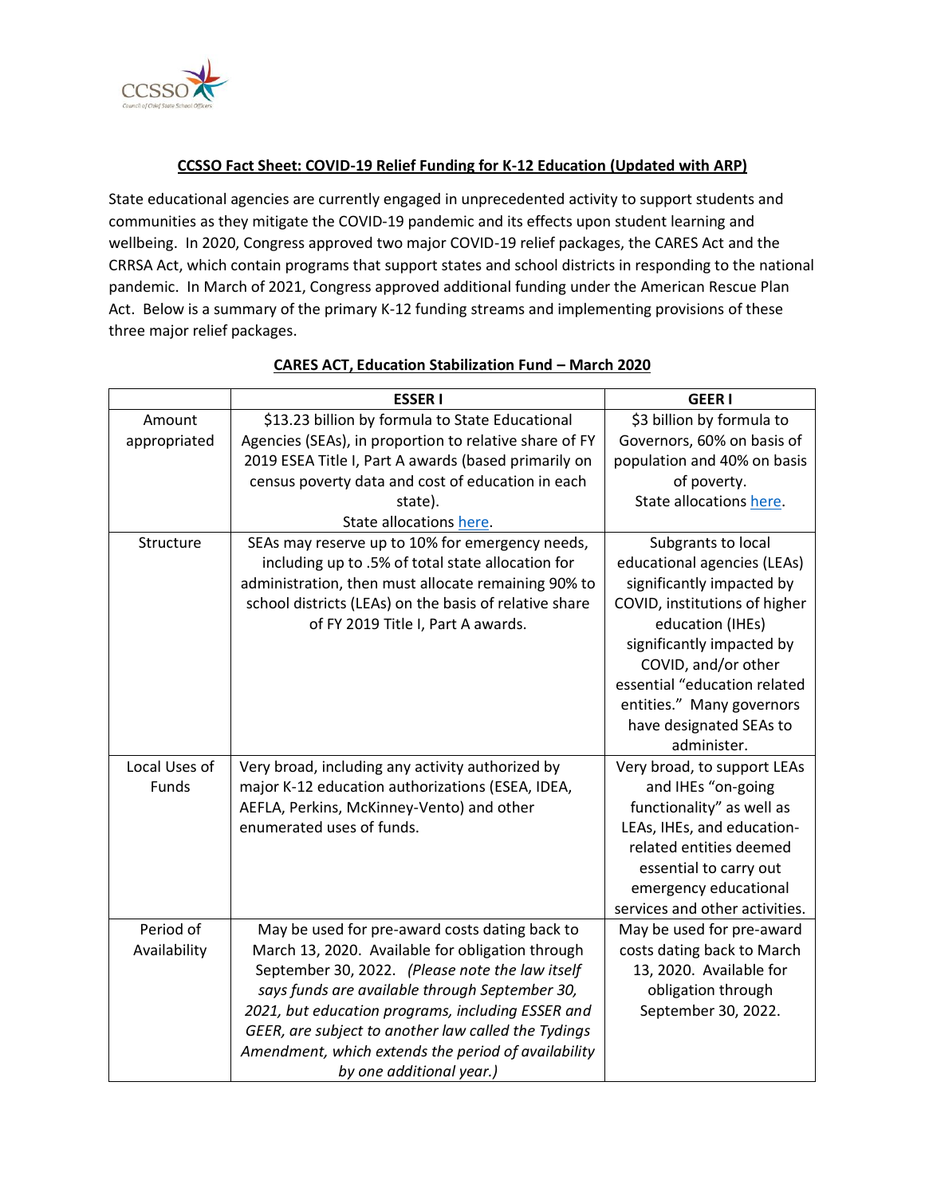## CCSSO Fact Sheet: COVID-19 Relief Funding for K-12 Education (Updated with ARP)

State educational agencies are currently engaged in unprecedented activity to support students and communities as they mitigate the COVID-19 pandemic and its effects upon student learning and wellbeing. In 2020, Congress approved two major COVID-19 relief packages, the CARES Act and the CRRSA Act, which contain programs that support states and school districts in responding to the national pandemic. In March of 2021, Congress approved additional funding under the American Rescue Plan Act. Below is a summary of the primary K-12 funding streams and implementing provisions of these three major relief packages.

### CARES ACT, Education Stabilization Fund – March 2020

| | ESSER I | GEER I |
|---|---|---|
| Amount appropriated | $13.23 billion by formula to State Educational Agencies (SEAs), in proportion to relative share of FY 2019 ESEA Title I, Part A awards (based primarily on census poverty data and cost of education in each state). State allocations here. | $3 billion by formula to Governors, 60% on basis of population and 40% on basis of poverty. State allocations here. |
| Structure | SEAs may reserve up to 10% for emergency needs, including up to .5% of total state allocation for administration, then must allocate remaining 90% to school districts (LEAs) on the basis of relative share of FY 2019 Title I, Part A awards. | Subgrants to local educational agencies (LEAs) significantly impacted by COVID, institutions of higher education (IHEs) significantly impacted by COVID, and/or other essential "education related entities." Many governors have designated SEAs to administer. |
| Local Uses of Funds | Very broad, including any activity authorized by major K-12 education authorizations (ESEA, IDEA, AEFLA, Perkins, McKinney-Vento) and other enumerated uses of funds. | Very broad, to support LEAs and IHEs "on-going functionality" as well as LEAs, IHEs, and education-related entities deemed essential to carry out emergency educational services and other activities. |
| Period of Availability | May be used for pre-award costs dating back to March 13, 2020. Available for obligation through September 30, 2022. *(Please note the law itself says funds are available through September 30, 2021, but education programs, including ESSER and GEER, are subject to another law called the Tydings Amendment, which extends the period of availability by one additional year.)* | May be used for pre-award costs dating back to March 13, 2020. Available for obligation through September 30, 2022. |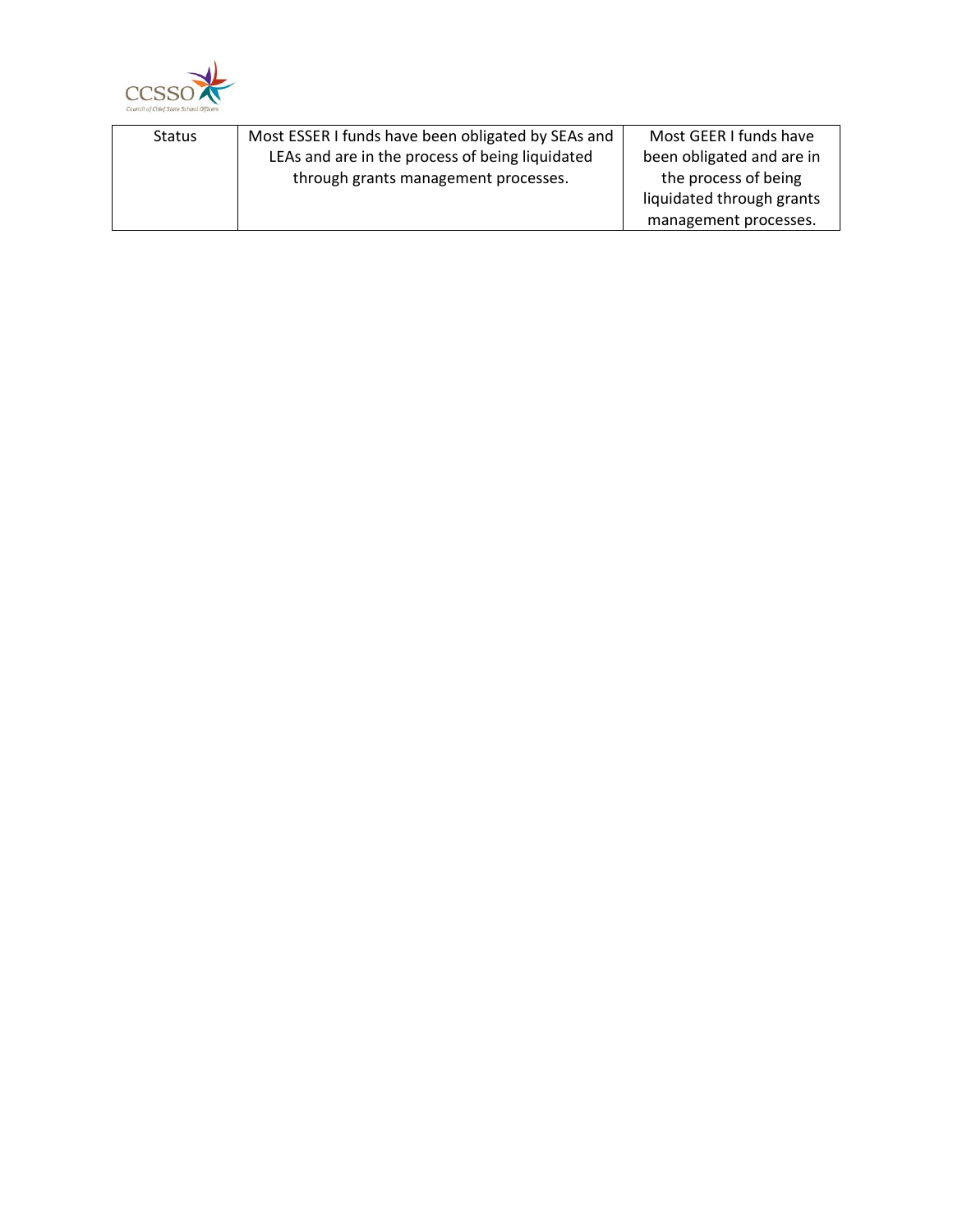| | | |
|---|---|---|
| Status | Most ESSER I funds have been obligated by SEAs and LEAs and are in the process of being liquidated through grants management processes. | Most GEER I funds have been obligated and are in the process of being liquidated through grants management processes. |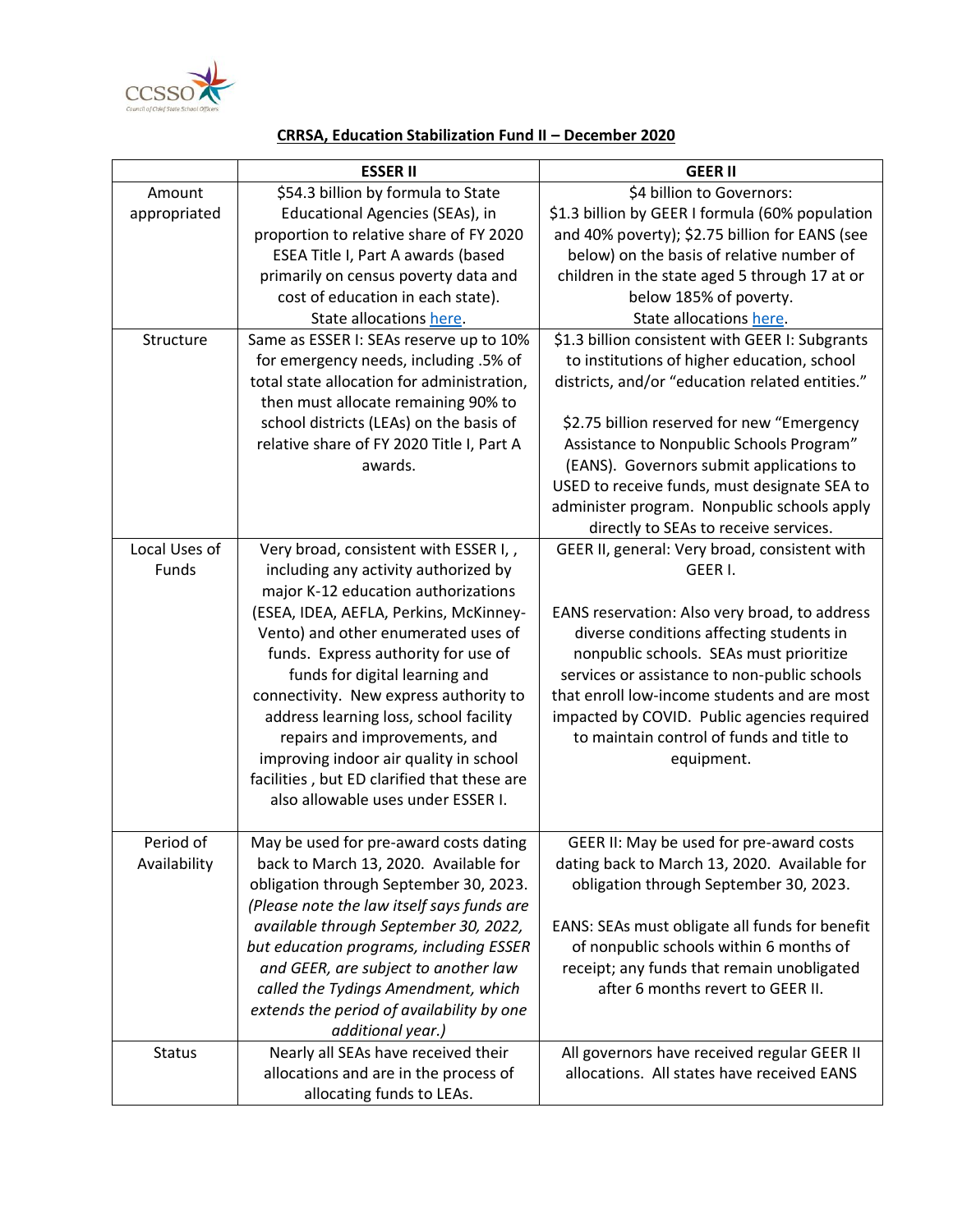**CRRSA, Education Stabilization Fund II – December 2020**

| | ESSER II | GEER II |
|---|---|---|
| Amount appropriated | $54.3 billion by formula to State Educational Agencies (SEAs), in proportion to relative share of FY 2020 ESEA Title I, Part A awards (based primarily on census poverty data and cost of education in each state). State allocations here. | $4 billion to Governors: $1.3 billion by GEER I formula (60% population and 40% poverty); $2.75 billion for EANS (see below) on the basis of relative number of children in the state aged 5 through 17 at or below 185% of poverty. State allocations here. |
| Structure | Same as ESSER I: SEAs reserve up to 10% for emergency needs, including .5% of total state allocation for administration, then must allocate remaining 90% to school districts (LEAs) on the basis of relative share of FY 2020 Title I, Part A awards. | $1.3 billion consistent with GEER I: Subgrants to institutions of higher education, school districts, and/or "education related entities."<br><br>$2.75 billion reserved for new "Emergency Assistance to Nonpublic Schools Program" (EANS). Governors submit applications to USED to receive funds, must designate SEA to administer program. Nonpublic schools apply directly to SEAs to receive services. |
| Local Uses of Funds | Very broad, consistent with ESSER I, , including any activity authorized by major K-12 education authorizations (ESEA, IDEA, AEFLA, Perkins, McKinney-Vento) and other enumerated uses of funds. Express authority for use of funds for digital learning and connectivity. New express authority to address learning loss, school facility repairs and improvements, and improving indoor air quality in school facilities , but ED clarified that these are also allowable uses under ESSER I. | GEER II, general: Very broad, consistent with GEER I.<br><br>EANS reservation: Also very broad, to address diverse conditions affecting students in nonpublic schools. SEAs must prioritize services or assistance to non-public schools that enroll low-income students and are most impacted by COVID. Public agencies required to maintain control of funds and title to equipment. |
| Period of Availability | May be used for pre-award costs dating back to March 13, 2020. Available for obligation through September 30, 2023. *(Please note the law itself says funds are available through September 30, 2022, but education programs, including ESSER and GEER, are subject to another law called the Tydings Amendment, which extends the period of availability by one additional year.)* | GEER II: May be used for pre-award costs dating back to March 13, 2020. Available for obligation through September 30, 2023.<br><br>EANS: SEAs must obligate all funds for benefit of nonpublic schools within 6 months of receipt; any funds that remain unobligated after 6 months revert to GEER II. |
| Status | Nearly all SEAs have received their allocations and are in the process of allocating funds to LEAs. | All governors have received regular GEER II allocations. All states have received EANS |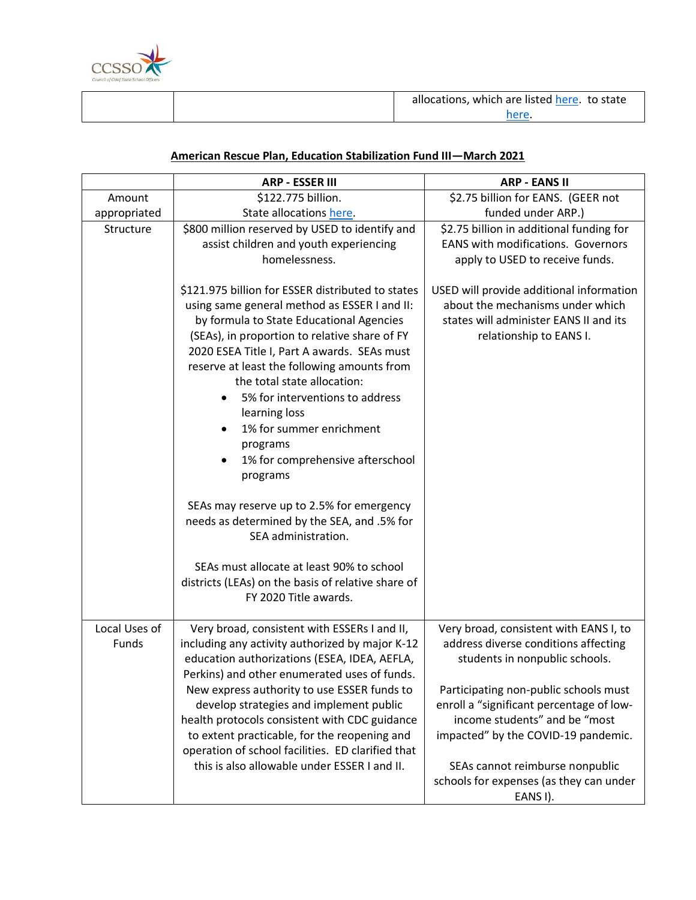| | | allocations, which are listed here. to state here. |
|---|---|---|

**American Rescue Plan, Education Stabilization Fund III—March 2021**

| | ARP - ESSER III | ARP - EANS II |
|---|---|---|
| Amount appropriated | $122.775 billion. State allocations here. | $2.75 billion for EANS. (GEER not funded under ARP.) |
| Structure | $800 million reserved by USED to identify and assist children and youth experiencing homelessness.<br><br>$121.975 billion for ESSER distributed to states using same general method as ESSER I and II: by formula to State Educational Agencies (SEAs), in proportion to relative share of FY 2020 ESEA Title I, Part A awards. SEAs must reserve at least the following amounts from the total state allocation:<br>• 5% for interventions to address learning loss<br>• 1% for summer enrichment programs<br>• 1% for comprehensive afterschool programs<br><br>SEAs may reserve up to 2.5% for emergency needs as determined by the SEA, and .5% for SEA administration.<br><br>SEAs must allocate at least 90% to school districts (LEAs) on the basis of relative share of FY 2020 Title awards. | $2.75 billion in additional funding for EANS with modifications. Governors apply to USED to receive funds.<br><br>USED will provide additional information about the mechanisms under which states will administer EANS II and its relationship to EANS I. |
| Local Uses of Funds | Very broad, consistent with ESSERs I and II, including any activity authorized by major K-12 education authorizations (ESEA, IDEA, AEFLA, Perkins) and other enumerated uses of funds. New express authority to use ESSER funds to develop strategies and implement public health protocols consistent with CDC guidance to extent practicable, for the reopening and operation of school facilities. ED clarified that this is also allowable under ESSER I and II. | Very broad, consistent with EANS I, to address diverse conditions affecting students in nonpublic schools.<br><br>Participating non-public schools must enroll a "significant percentage of low-income students" and be "most impacted" by the COVID-19 pandemic.<br><br>SEAs cannot reimburse nonpublic schools for expenses (as they can under EANS I). |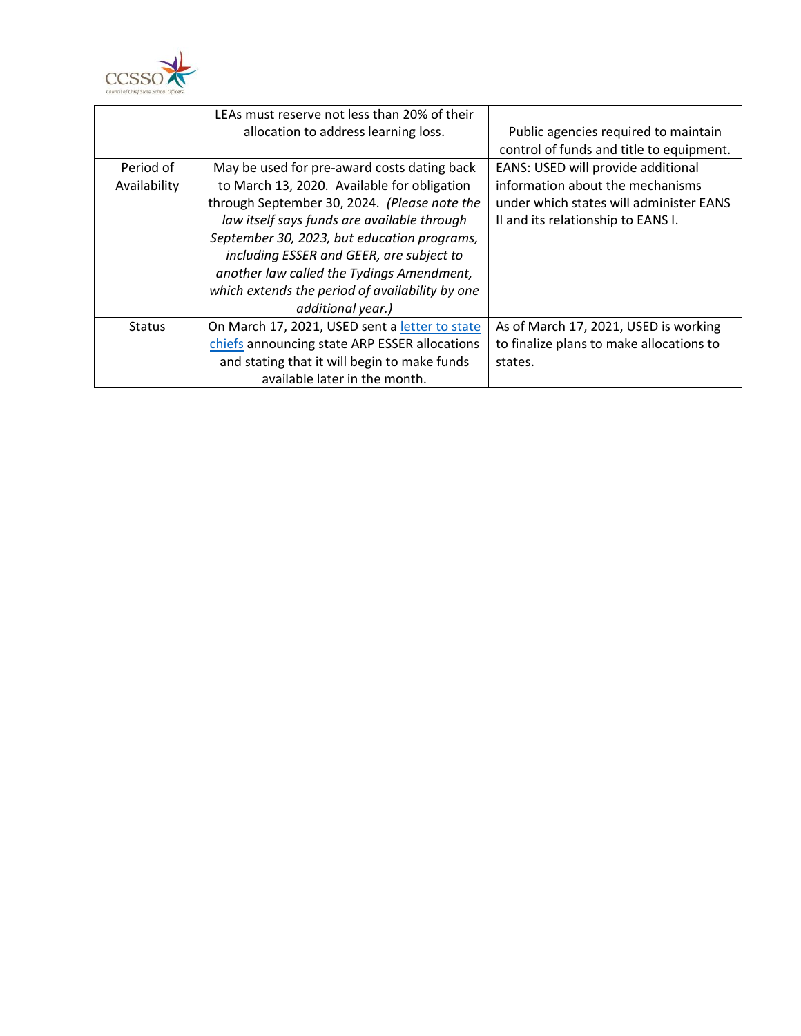| | | |
|---|---|---|
| | LEAs must reserve not less than 20% of their allocation to address learning loss. | Public agencies required to maintain control of funds and title to equipment. |
| Period of Availability | May be used for pre-award costs dating back to March 13, 2020. Available for obligation through September 30, 2024. *(Please note the law itself says funds are available through September 30, 2023, but education programs, including ESSER and GEER, are subject to another law called the Tydings Amendment, which extends the period of availability by one additional year.)* | EANS: USED will provide additional information about the mechanisms under which states will administer EANS II and its relationship to EANS I. |
| Status | On March 17, 2021, USED sent a letter to state chiefs announcing state ARP ESSER allocations and stating that it will begin to make funds available later in the month. | As of March 17, 2021, USED is working to finalize plans to make allocations to states. |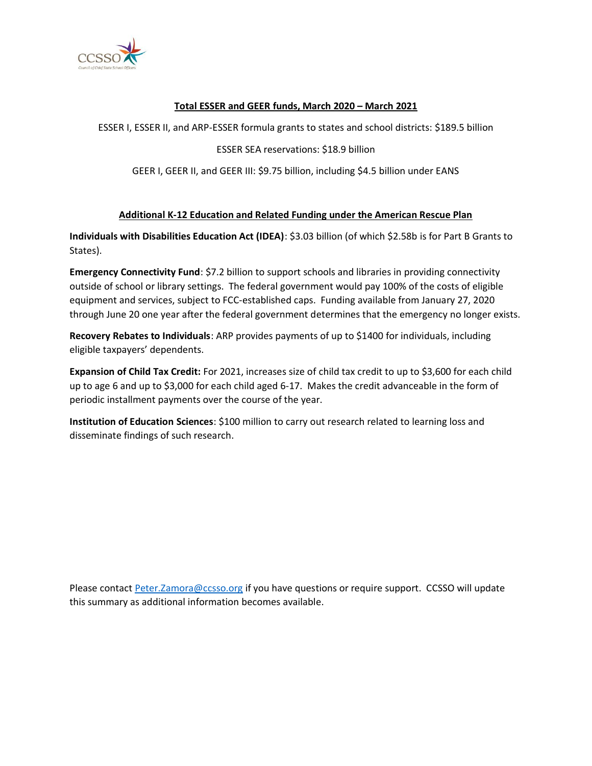## Total ESSER and GEER funds, March 2020 – March 2021

ESSER I, ESSER II, and ARP-ESSER formula grants to states and school districts: $189.5 billion

ESSER SEA reservations: $18.9 billion

GEER I, GEER II, and GEER III: $9.75 billion, including $4.5 billion under EANS

## Additional K-12 Education and Related Funding under the American Rescue Plan

**Individuals with Disabilities Education Act (IDEA)**: $3.03 billion (of which $2.58b is for Part B Grants to States).

**Emergency Connectivity Fund**: $7.2 billion to support schools and libraries in providing connectivity outside of school or library settings. The federal government would pay 100% of the costs of eligible equipment and services, subject to FCC-established caps. Funding available from January 27, 2020 through June 20 one year after the federal government determines that the emergency no longer exists.

**Recovery Rebates to Individuals**: ARP provides payments of up to $1400 for individuals, including eligible taxpayers' dependents.

**Expansion of Child Tax Credit:** For 2021, increases size of child tax credit to up to $3,600 for each child up to age 6 and up to $3,000 for each child aged 6-17. Makes the credit advanceable in the form of periodic installment payments over the course of the year.

**Institution of Education Sciences**: $100 million to carry out research related to learning loss and disseminate findings of such research.

Please contact Peter.Zamora@ccsso.org if you have questions or require support. CCSSO will update this summary as additional information becomes available.